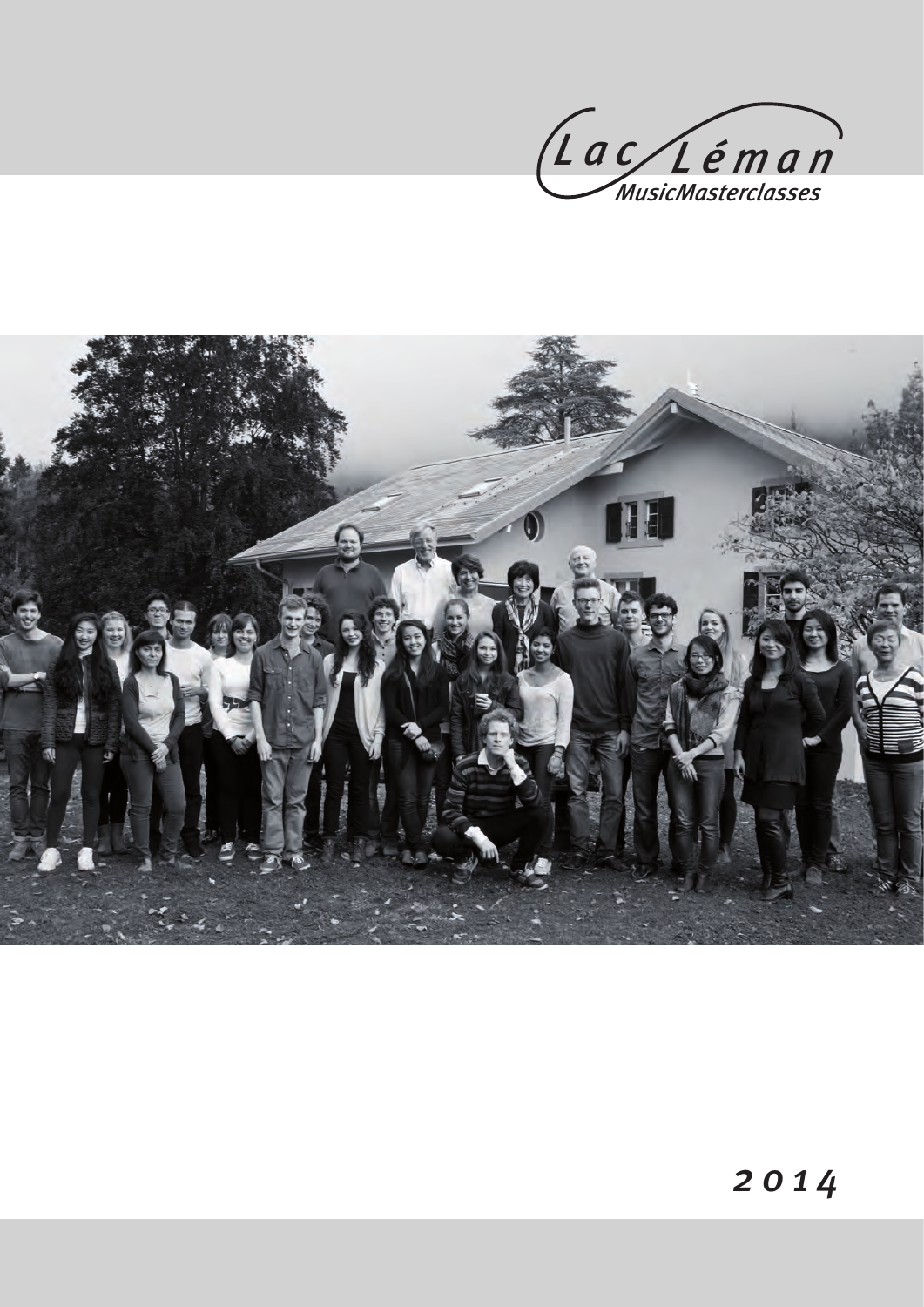# Lac Léman

MusicMasterclasses

2014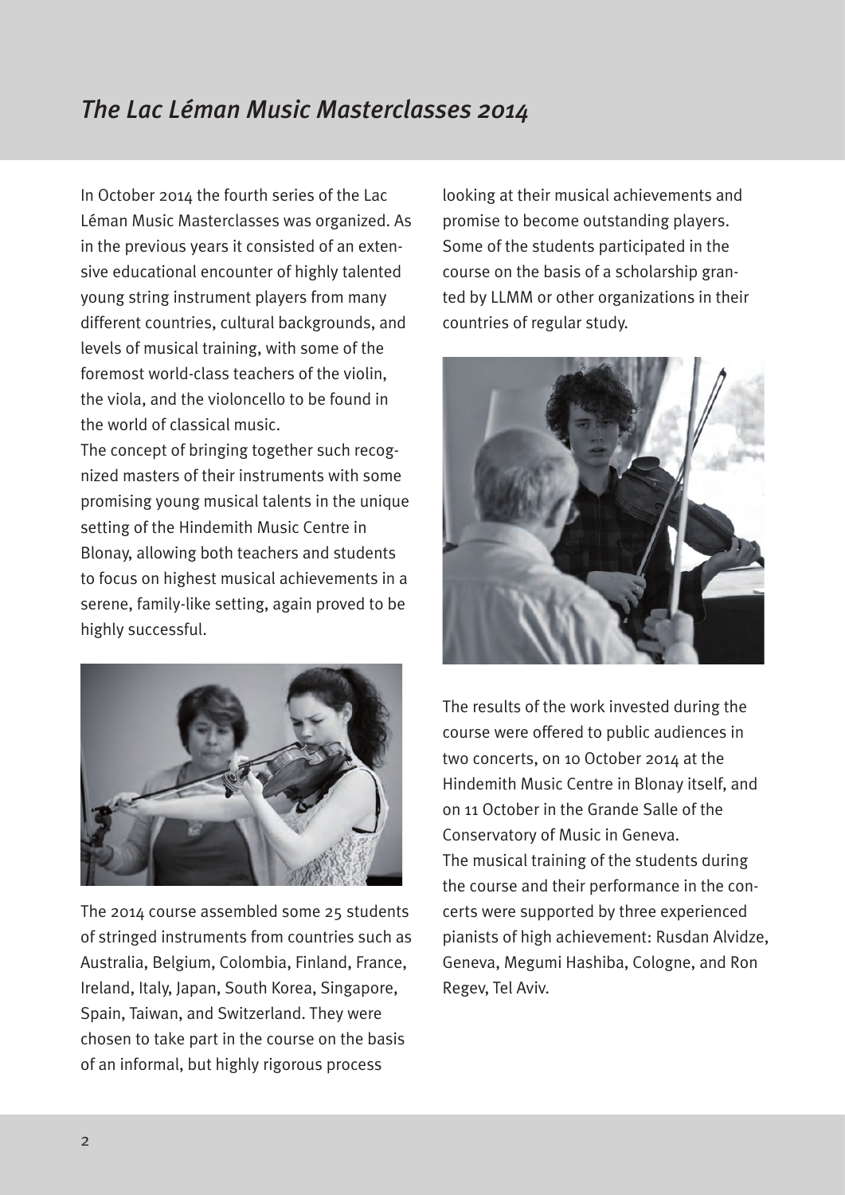# *The Lac Léman Music Masterclasses 2014*

In October 2014 the fourth series of the Lac Léman Music Masterclasses was organized. As in the previous years it consisted of an extensive educational encounter of highly talented young string instrument players from many different countries, cultural backgrounds, and levels of musical training, with some of the foremost world-class teachers of the violin, the viola, and the violoncello to be found in the world of classical music.

The concept of bringing together such recognized masters of their instruments with some promising young musical talents in the unique setting of the Hindemith Music Centre in Blonay, allowing both teachers and students to focus on highest musical achievements in a serene, family-like setting, again proved to be highly successful.

The 2014 course assembled some 25 students of stringed instruments from countries such as Australia, Belgium, Colombia, Finland, France, Ireland, Italy, Japan, South Korea, Singapore, Spain, Taiwan, and Switzerland. They were chosen to take part in the course on the basis of an informal, but highly rigorous process looking at their musical achievements and promise to become outstanding players. Some of the students participated in the course on the basis of a scholarship granted by LLMM or other organizations in their countries of regular study.

The results of the work invested during the course were offered to public audiences in two concerts, on 10 October 2014 at the Hindemith Music Centre in Blonay itself, and on 11 October in the Grande Salle of the Conservatory of Music in Geneva.

The musical training of the students during the course and their performance in the concerts were supported by three experienced pianists of high achievement: Rusdan Alvidze, Geneva, Megumi Hashiba, Cologne, and Ron Regev, Tel Aviv.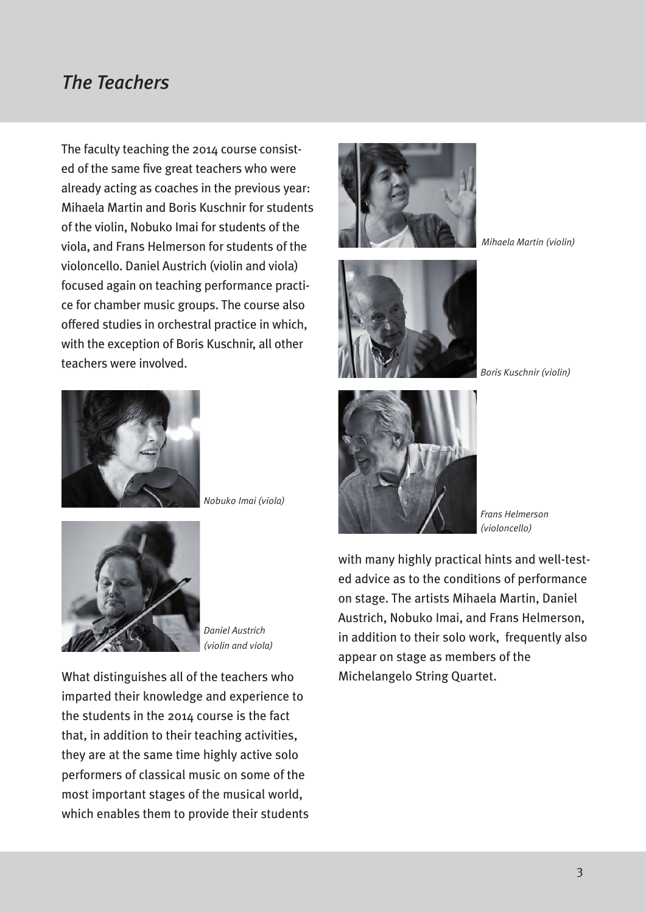# *The Teachers*

The faculty teaching the 2014 course consisted of the same five great teachers who were already acting as coaches in the previous year: Mihaela Martin and Boris Kuschnir for students of the violin, Nobuko Imai for students of the viola, and Frans Helmerson for students of the violoncello. Daniel Austrich (violin and viola) focused again on teaching performance practice for chamber music groups. The course also offered studies in orchestral practice in which, with the exception of Boris Kuschnir, all other teachers were involved.

*Mihaela Martin (violin)*

*Boris Kuschnir (violin)*

*Nobuko Imai (viola)*

*Frans Helmerson (violoncello)*

*Daniel Austrich (violin and viola)*

What distinguishes all of the teachers who imparted their knowledge and experience to the students in the 2014 course is the fact that, in addition to their teaching activities, they are at the same time highly active solo performers of classical music on some of the most important stages of the musical world, which enables them to provide their students with many highly practical hints and well-tested advice as to the conditions of performance on stage. The artists Mihaela Martin, Daniel Austrich, Nobuko Imai, and Frans Helmerson, in addition to their solo work, frequently also appear on stage as members of the Michelangelo String Quartet.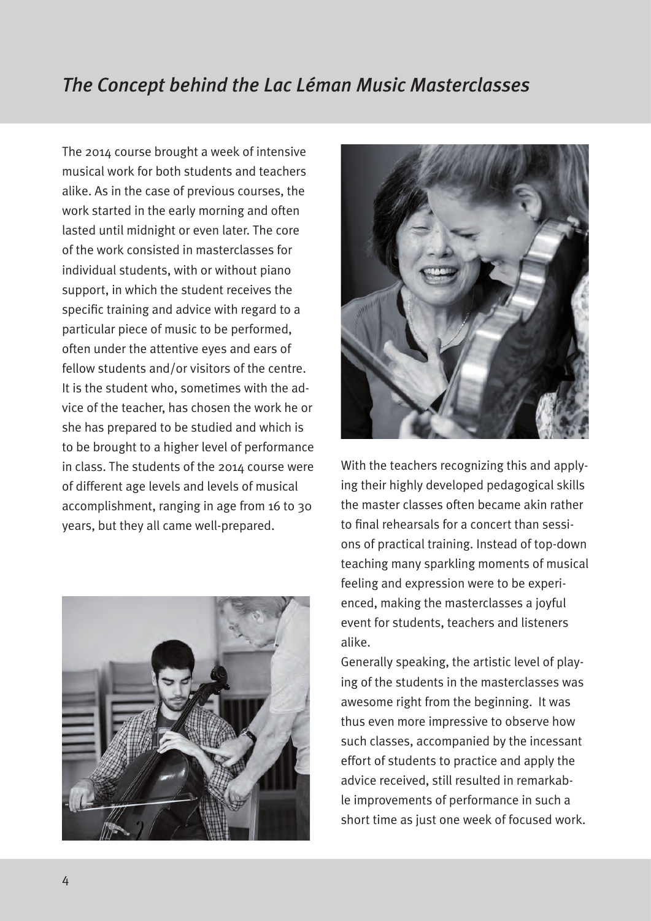## *The Concept behind the Lac Léman Music Masterclasses*

The 2014 course brought a week of intensive musical work for both students and teachers alike. As in the case of previous courses, the work started in the early morning and often lasted until midnight or even later. The core of the work consisted in masterclasses for individual students, with or without piano support, in which the student receives the specific training and advice with regard to a particular piece of music to be performed, often under the attentive eyes and ears of fellow students and/or visitors of the centre. It is the student who, sometimes with the advice of the teacher, has chosen the work he or she has prepared to be studied and which is to be brought to a higher level of performance in class. The students of the 2014 course were of different age levels and levels of musical accomplishment, ranging in age from 16 to 30 years, but they all came well-prepared.

With the teachers recognizing this and applying their highly developed pedagogical skills the master classes often became akin rather to final rehearsals for a concert than sessions of practical training. Instead of top-down teaching many sparkling moments of musical feeling and expression were to be experienced, making the masterclasses a joyful event for students, teachers and listeners alike.

Generally speaking, the artistic level of playing of the students in the masterclasses was awesome right from the beginning. It was thus even more impressive to observe how such classes, accompanied by the incessant effort of students to practice and apply the advice received, still resulted in remarkable improvements of performance in such a short time as just one week of focused work.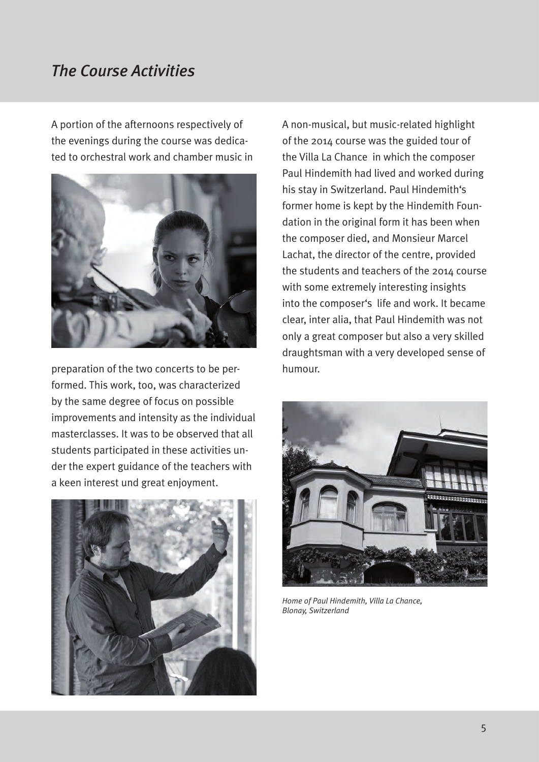# The Course Activities

A portion of the afternoons respectively of the evenings during the course was dedicated to orchestral work and chamber music in preparation of the two concerts to be performed. This work, too, was characterized by the same degree of focus on possible improvements and intensity as the individual masterclasses. It was to be observed that all students participated in these activities under the expert guidance of the teachers with a keen interest und great enjoyment.

A non-musical, but music-related highlight of the 2014 course was the guided tour of the Villa La Chance in which the composer Paul Hindemith had lived and worked during his stay in Switzerland. Paul Hindemith's former home is kept by the Hindemith Foundation in the original form it has been when the composer died, and Monsieur Marcel Lachat, the director of the centre, provided the students and teachers of the 2014 course with some extremely interesting insights into the composer's life and work. It became clear, inter alia, that Paul Hindemith was not only a great composer but also a very skilled draughtsman with a very developed sense of humour.

*Home of Paul Hindemith, Villa La Chance, Blonay, Switzerland*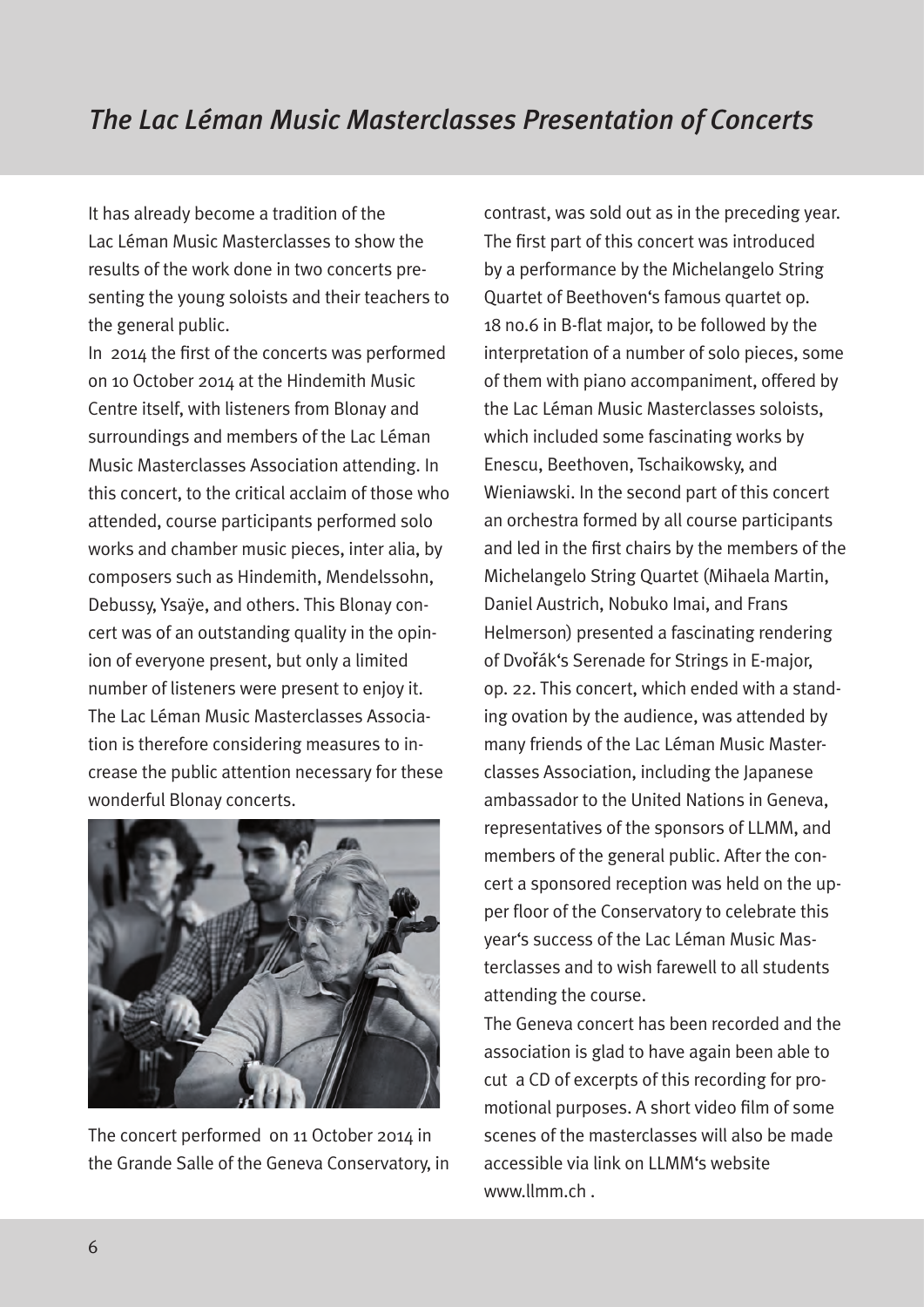# *The Lac Léman Music Masterclasses Presentation of Concerts*

It has already become a tradition of the Lac Léman Music Masterclasses to show the results of the work done in two concerts presenting the young soloists and their teachers to the general public.

In 2014 the first of the concerts was performed on 10 October 2014 at the Hindemith Music Centre itself, with listeners from Blonay and surroundings and members of the Lac Léman Music Masterclasses Association attending. In this concert, to the critical acclaim of those who attended, course participants performed solo works and chamber music pieces, inter alia, by composers such as Hindemith, Mendelssohn, Debussy, Ysaÿe, and others. This Blonay concert was of an outstanding quality in the opinion of everyone present, but only a limited number of listeners were present to enjoy it. The Lac Léman Music Masterclasses Association is therefore considering measures to increase the public attention necessary for these wonderful Blonay concerts.

The concert performed on 11 October 2014 in the Grande Salle of the Geneva Conservatory, in contrast, was sold out as in the preceding year. The first part of this concert was introduced by a performance by the Michelangelo String Quartet of Beethoven's famous quartet op. 18 no.6 in B-flat major, to be followed by the interpretation of a number of solo pieces, some of them with piano accompaniment, offered by the Lac Léman Music Masterclasses soloists, which included some fascinating works by Enescu, Beethoven, Tschaikowsky, and Wieniawski. In the second part of this concert an orchestra formed by all course participants and led in the first chairs by the members of the Michelangelo String Quartet (Mihaela Martin, Daniel Austrich, Nobuko Imai, and Frans Helmerson) presented a fascinating rendering of Dvořák's Serenade for Strings in E-major, op. 22. This concert, which ended with a standing ovation by the audience, was attended by many friends of the Lac Léman Music Masterclasses Association, including the Japanese ambassador to the United Nations in Geneva, representatives of the sponsors of LLMM, and members of the general public. After the concert a sponsored reception was held on the upper floor of the Conservatory to celebrate this year's success of the Lac Léman Music Masterclasses and to wish farewell to all students attending the course.

The Geneva concert has been recorded and the association is glad to have again been able to cut a CD of excerpts of this recording for promotional purposes. A short video film of some scenes of the masterclasses will also be made accessible via link on LLMM's website www.llmm.ch .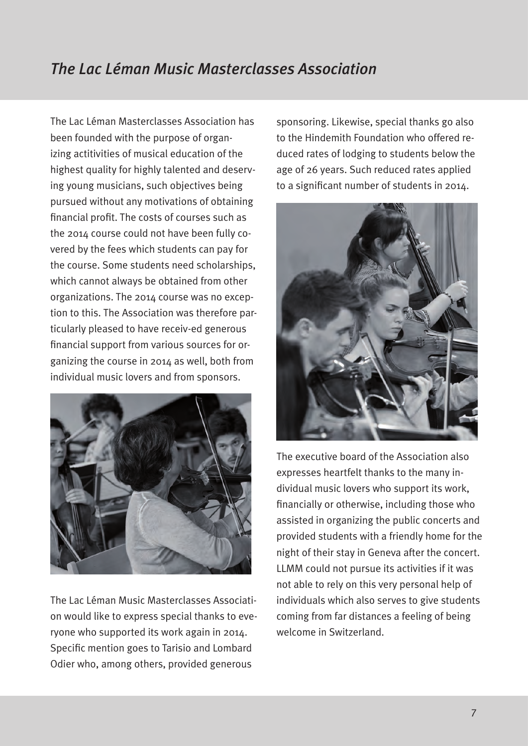# *The Lac Léman Music Masterclasses Association*

The Lac Léman Masterclasses Association has been founded with the purpose of organizing actitivities of musical education of the highest quality for highly talented and deserving young musicians, such objectives being pursued without any motivations of obtaining financial profit. The costs of courses such as the 2014 course could not have been fully covered by the fees which students can pay for the course. Some students need scholarships, which cannot always be obtained from other organizations. The 2014 course was no exception to this. The Association was therefore particularly pleased to have receiv-ed generous financial support from various sources for organizing the course in 2014 as well, both from individual music lovers and from sponsors.

The Lac Léman Music Masterclasses Association would like to express special thanks to everyone who supported its work again in 2014. Specific mention goes to Tarisio and Lombard Odier who, among others, provided generous sponsoring. Likewise, special thanks go also to the Hindemith Foundation who offered reduced rates of lodging to students below the age of 26 years. Such reduced rates applied to a significant number of students in 2014.

The executive board of the Association also expresses heartfelt thanks to the many individual music lovers who support its work, financially or otherwise, including those who assisted in organizing the public concerts and provided students with a friendly home for the night of their stay in Geneva after the concert. LLMM could not pursue its activities if it was not able to rely on this very personal help of individuals which also serves to give students coming from far distances a feeling of being welcome in Switzerland.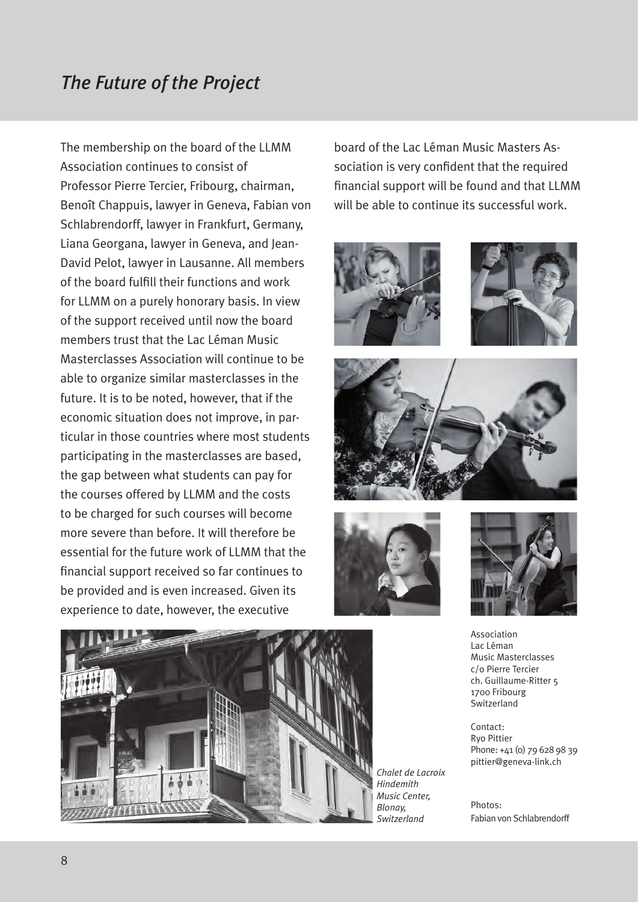# *The Future of the Project*

The membership on the board of the LLMM Association continues to consist of Professor Pierre Tercier, Fribourg, chairman, Benoît Chappuis, lawyer in Geneva, Fabian von Schlabrendorff, lawyer in Frankfurt, Germany, Liana Georgana, lawyer in Geneva, and Jean-David Pelot, lawyer in Lausanne. All members of the board fulfill their functions and work for LLMM on a purely honorary basis. In view of the support received until now the board members trust that the Lac Léman Music Masterclasses Association will continue to be able to organize similar masterclasses in the future. It is to be noted, however, that if the economic situation does not improve, in particular in those countries where most students participating in the masterclasses are based, the gap between what students can pay for the courses offered by LLMM and the costs to be charged for such courses will become more severe than before. It will therefore be essential for the future work of LLMM that the financial support received so far continues to be provided and is even increased. Given its experience to date, however, the executive board of the Lac Léman Music Masters Association is very confident that the required financial support will be found and that LLMM will be able to continue its successful work.

*Chalet de Lacroix Hindemith Music Center, Blonay, Switzerland*

Association
Lac Léman
Music Masterclasses
c/o Pierre Tercier
ch. Guillaume-Ritter 5
1700 Fribourg
Switzerland

Contact:
Ryo Pittier
Phone: +41 (0) 79 628 98 39
pittier@geneva-link.ch

Photos:
Fabian von Schlabrendorff